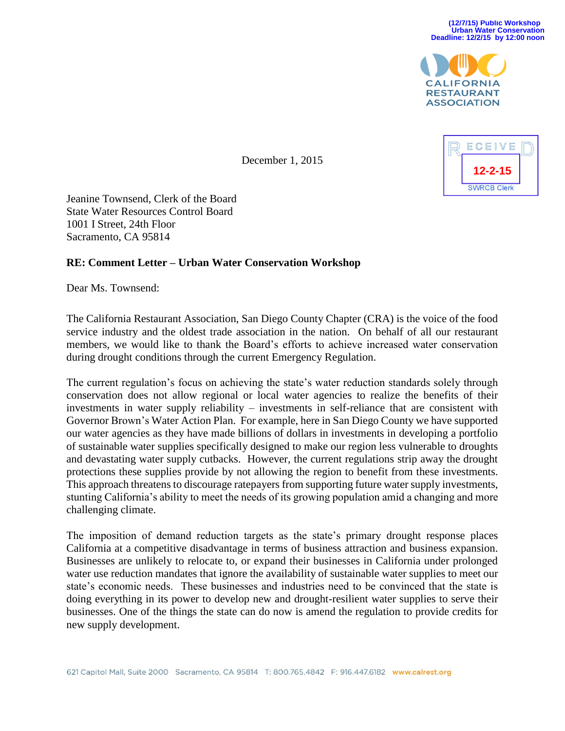(12/7/15) Public Workshop
Urban Water Conservation
Deadline: 12/2/15 by 12:00 noon

CALIFORNIA RESTAURANT ASSOCIATION

RECEIVED
12-2-15
SWRCB Clerk

December 1, 2015

Jeanine Townsend, Clerk of the Board
State Water Resources Control Board
1001 I Street, 24th Floor
Sacramento, CA 95814

**RE: Comment Letter – Urban Water Conservation Workshop**

Dear Ms. Townsend:

The California Restaurant Association, San Diego County Chapter (CRA) is the voice of the food service industry and the oldest trade association in the nation. On behalf of all our restaurant members, we would like to thank the Board's efforts to achieve increased water conservation during drought conditions through the current Emergency Regulation.

The current regulation's focus on achieving the state's water reduction standards solely through conservation does not allow regional or local water agencies to realize the benefits of their investments in water supply reliability – investments in self-reliance that are consistent with Governor Brown's Water Action Plan. For example, here in San Diego County we have supported our water agencies as they have made billions of dollars in investments in developing a portfolio of sustainable water supplies specifically designed to make our region less vulnerable to droughts and devastating water supply cutbacks. However, the current regulations strip away the drought protections these supplies provide by not allowing the region to benefit from these investments. This approach threatens to discourage ratepayers from supporting future water supply investments, stunting California's ability to meet the needs of its growing population amid a changing and more challenging climate.

The imposition of demand reduction targets as the state's primary drought response places California at a competitive disadvantage in terms of business attraction and business expansion. Businesses are unlikely to relocate to, or expand their businesses in California under prolonged water use reduction mandates that ignore the availability of sustainable water supplies to meet our state's economic needs. These businesses and industries need to be convinced that the state is doing everything in its power to develop new and drought-resilient water supplies to serve their businesses. One of the things the state can do now is amend the regulation to provide credits for new supply development.

621 Capitol Mall, Suite 2000 Sacramento, CA 95814 T: 800.765.4842 F: 916.447.6182 www.calrest.org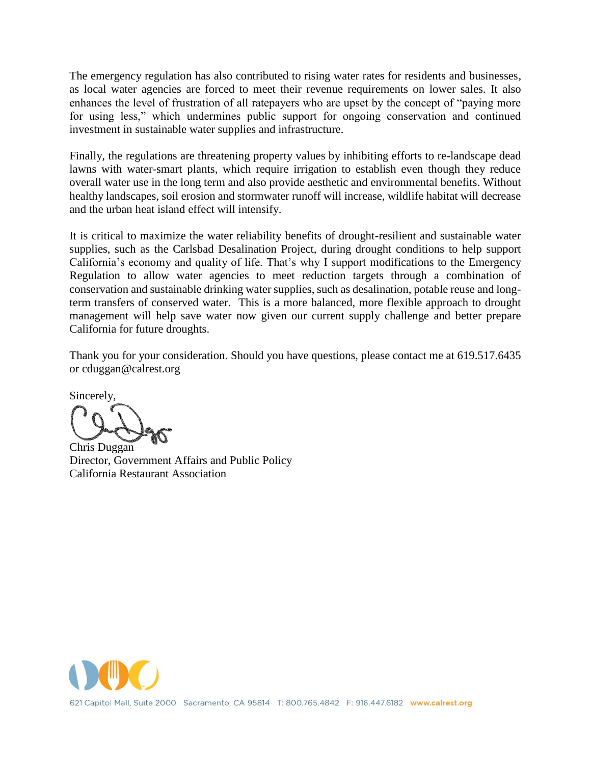The emergency regulation has also contributed to rising water rates for residents and businesses, as local water agencies are forced to meet their revenue requirements on lower sales. It also enhances the level of frustration of all ratepayers who are upset by the concept of "paying more for using less," which undermines public support for ongoing conservation and continued investment in sustainable water supplies and infrastructure.

Finally, the regulations are threatening property values by inhibiting efforts to re-landscape dead lawns with water-smart plants, which require irrigation to establish even though they reduce overall water use in the long term and also provide aesthetic and environmental benefits. Without healthy landscapes, soil erosion and stormwater runoff will increase, wildlife habitat will decrease and the urban heat island effect will intensify.

It is critical to maximize the water reliability benefits of drought-resilient and sustainable water supplies, such as the Carlsbad Desalination Project, during drought conditions to help support California's economy and quality of life. That's why I support modifications to the Emergency Regulation to allow water agencies to meet reduction targets through a combination of conservation and sustainable drinking water supplies, such as desalination, potable reuse and long-term transfers of conserved water. This is a more balanced, more flexible approach to drought management will help save water now given our current supply challenge and better prepare California for future droughts.

Thank you for your consideration. Should you have questions, please contact me at 619.517.6435 or cduggan@calrest.org

Sincerely,

Chris Duggan
Director, Government Affairs and Public Policy
California Restaurant Association

621 Capitol Mall, Suite 2000 Sacramento, CA 95814 T: 800.765.4842 F: 916.447.6182 www.calrest.org